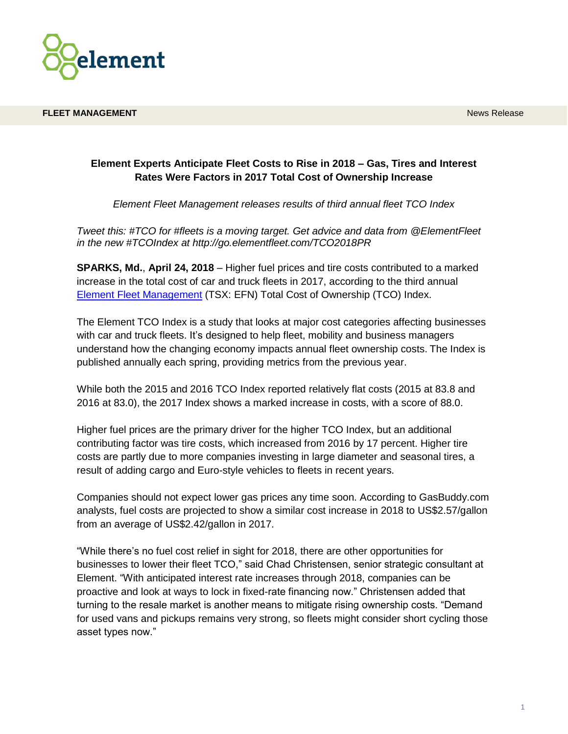**FLEET MANAGEMENT** News Release

# Element Experts Anticipate Fleet Costs to Rise in 2018 – Gas, Tires and Interest Rates Were Factors in 2017 Total Cost of Ownership Increase

*Element Fleet Management releases results of third annual fleet TCO Index*

*Tweet this: #TCO for #fleets is a moving target. Get advice and data from @ElementFleet in the new #TCOIndex at http://go.elementfleet.com/TCO2018PR*

**SPARKS, Md.**, **April 24, 2018** – Higher fuel prices and tire costs contributed to a marked increase in the total cost of car and truck fleets in 2017, according to the third annual Element Fleet Management (TSX: EFN) Total Cost of Ownership (TCO) Index.

The Element TCO Index is a study that looks at major cost categories affecting businesses with car and truck fleets. It's designed to help fleet, mobility and business managers understand how the changing economy impacts annual fleet ownership costs. The Index is published annually each spring, providing metrics from the previous year.

While both the 2015 and 2016 TCO Index reported relatively flat costs (2015 at 83.8 and 2016 at 83.0), the 2017 Index shows a marked increase in costs, with a score of 88.0.

Higher fuel prices are the primary driver for the higher TCO Index, but an additional contributing factor was tire costs, which increased from 2016 by 17 percent. Higher tire costs are partly due to more companies investing in large diameter and seasonal tires, a result of adding cargo and Euro-style vehicles to fleets in recent years.

Companies should not expect lower gas prices any time soon. According to GasBuddy.com analysts, fuel costs are projected to show a similar cost increase in 2018 to US$2.57/gallon from an average of US$2.42/gallon in 2017.

"While there's no fuel cost relief in sight for 2018, there are other opportunities for businesses to lower their fleet TCO," said Chad Christensen, senior strategic consultant at Element. "With anticipated interest rate increases through 2018, companies can be proactive and look at ways to lock in fixed-rate financing now." Christensen added that turning to the resale market is another means to mitigate rising ownership costs. "Demand for used vans and pickups remains very strong, so fleets might consider short cycling those asset types now."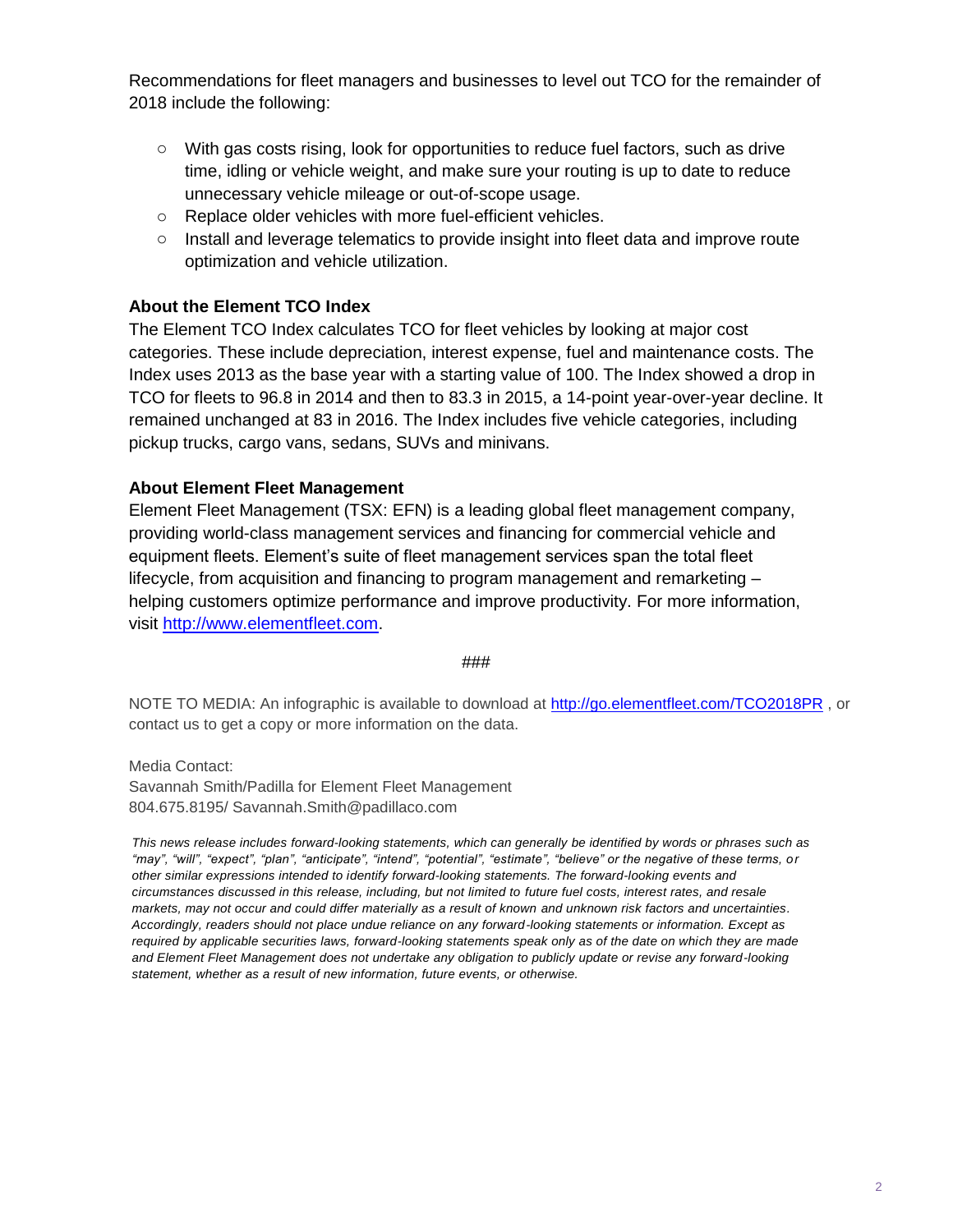Recommendations for fleet managers and businesses to level out TCO for the remainder of 2018 include the following:

- With gas costs rising, look for opportunities to reduce fuel factors, such as drive time, idling or vehicle weight, and make sure your routing is up to date to reduce unnecessary vehicle mileage or out-of-scope usage.
- Replace older vehicles with more fuel-efficient vehicles.
- Install and leverage telematics to provide insight into fleet data and improve route optimization and vehicle utilization.

**About the Element TCO Index**

The Element TCO Index calculates TCO for fleet vehicles by looking at major cost categories. These include depreciation, interest expense, fuel and maintenance costs. The Index uses 2013 as the base year with a starting value of 100. The Index showed a drop in TCO for fleets to 96.8 in 2014 and then to 83.3 in 2015, a 14-point year-over-year decline. It remained unchanged at 83 in 2016. The Index includes five vehicle categories, including pickup trucks, cargo vans, sedans, SUVs and minivans.

**About Element Fleet Management**

Element Fleet Management (TSX: EFN) is a leading global fleet management company, providing world-class management services and financing for commercial vehicle and equipment fleets. Element's suite of fleet management services span the total fleet lifecycle, from acquisition and financing to program management and remarketing – helping customers optimize performance and improve productivity. For more information, visit [http://www.elementfleet.com](http://www.elementfleet.com).

###

NOTE TO MEDIA: An infographic is available to download at [http://go.elementfleet.com/TCO2018PR](http://go.elementfleet.com/TCO2018PR) , or contact us to get a copy or more information on the data.

Media Contact:
Savannah Smith/Padilla for Element Fleet Management
804.675.8195/ Savannah.Smith@padillaco.com

*This news release includes forward-looking statements, which can generally be identified by words or phrases such as "may", "will", "expect", "plan", "anticipate", "intend", "potential", "estimate", "believe" or the negative of these terms, or other similar expressions intended to identify forward-looking statements. The forward-looking events and circumstances discussed in this release, including, but not limited to future fuel costs, interest rates, and resale markets, may not occur and could differ materially as a result of known and unknown risk factors and uncertainties. Accordingly, readers should not place undue reliance on any forward-looking statements or information. Except as required by applicable securities laws, forward-looking statements speak only as of the date on which they are made and Element Fleet Management does not undertake any obligation to publicly update or revise any forward-looking statement, whether as a result of new information, future events, or otherwise.*